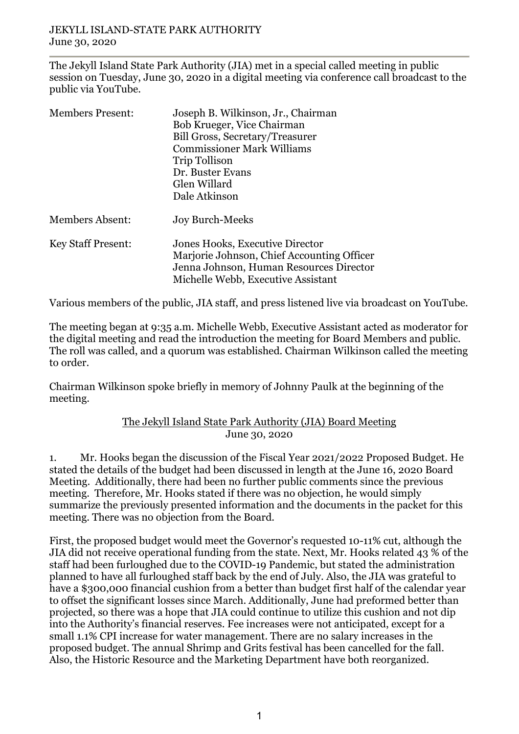JEKYLL ISLAND-STATE PARK AUTHORITY
June 30, 2020

---

The Jekyll Island State Park Authority (JIA) met in a special called meeting in public session on Tuesday, June 30, 2020 in a digital meeting via conference call broadcast to the public via YouTube.

| | |
|---|---|
| Members Present: | Joseph B. Wilkinson, Jr., Chairman<br>Bob Krueger, Vice Chairman<br>Bill Gross, Secretary/Treasurer<br>Commissioner Mark Williams<br>Trip Tollison<br>Dr. Buster Evans<br>Glen Willard<br>Dale Atkinson |
| Members Absent: | Joy Burch-Meeks |
| Key Staff Present: | Jones Hooks, Executive Director<br>Marjorie Johnson, Chief Accounting Officer<br>Jenna Johnson, Human Resources Director<br>Michelle Webb, Executive Assistant |

Various members of the public, JIA staff, and press listened live via broadcast on YouTube.

The meeting began at 9:35 a.m. Michelle Webb, Executive Assistant acted as moderator for the digital meeting and read the introduction the meeting for Board Members and public. The roll was called, and a quorum was established. Chairman Wilkinson called the meeting to order.

Chairman Wilkinson spoke briefly in memory of Johnny Paulk at the beginning of the meeting.

## The Jekyll Island State Park Authority (JIA) Board Meeting
June 30, 2020

1. Mr. Hooks began the discussion of the Fiscal Year 2021/2022 Proposed Budget. He stated the details of the budget had been discussed in length at the June 16, 2020 Board Meeting. Additionally, there had been no further public comments since the previous meeting. Therefore, Mr. Hooks stated if there was no objection, he would simply summarize the previously presented information and the documents in the packet for this meeting. There was no objection from the Board.

First, the proposed budget would meet the Governor's requested 10-11% cut, although the JIA did not receive operational funding from the state. Next, Mr. Hooks related 43 % of the staff had been furloughed due to the COVID-19 Pandemic, but stated the administration planned to have all furloughed staff back by the end of July. Also, the JIA was grateful to have a $300,000 financial cushion from a better than budget first half of the calendar year to offset the significant losses since March. Additionally, June had preformed better than projected, so there was a hope that JIA could continue to utilize this cushion and not dip into the Authority's financial reserves. Fee increases were not anticipated, except for a small 1.1% CPI increase for water management. There are no salary increases in the proposed budget. The annual Shrimp and Grits festival has been cancelled for the fall. Also, the Historic Resource and the Marketing Department have both reorganized.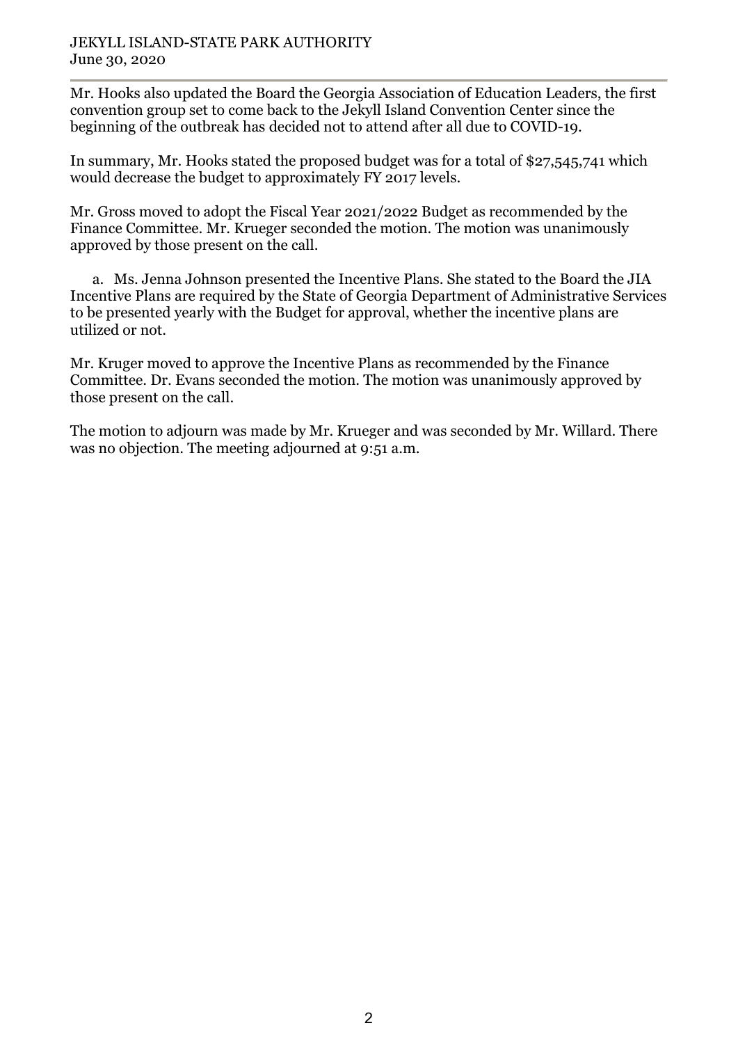Mr. Hooks also updated the Board the Georgia Association of Education Leaders, the first convention group set to come back to the Jekyll Island Convention Center since the beginning of the outbreak has decided not to attend after all due to COVID-19.

In summary, Mr. Hooks stated the proposed budget was for a total of $27,545,741 which would decrease the budget to approximately FY 2017 levels.

Mr. Gross moved to adopt the Fiscal Year 2021/2022 Budget as recommended by the Finance Committee. Mr. Krueger seconded the motion. The motion was unanimously approved by those present on the call.

a. Ms. Jenna Johnson presented the Incentive Plans. She stated to the Board the JIA Incentive Plans are required by the State of Georgia Department of Administrative Services to be presented yearly with the Budget for approval, whether the incentive plans are utilized or not.

Mr. Kruger moved to approve the Incentive Plans as recommended by the Finance Committee. Dr. Evans seconded the motion. The motion was unanimously approved by those present on the call.

The motion to adjourn was made by Mr. Krueger and was seconded by Mr. Willard. There was no objection. The meeting adjourned at 9:51 a.m.